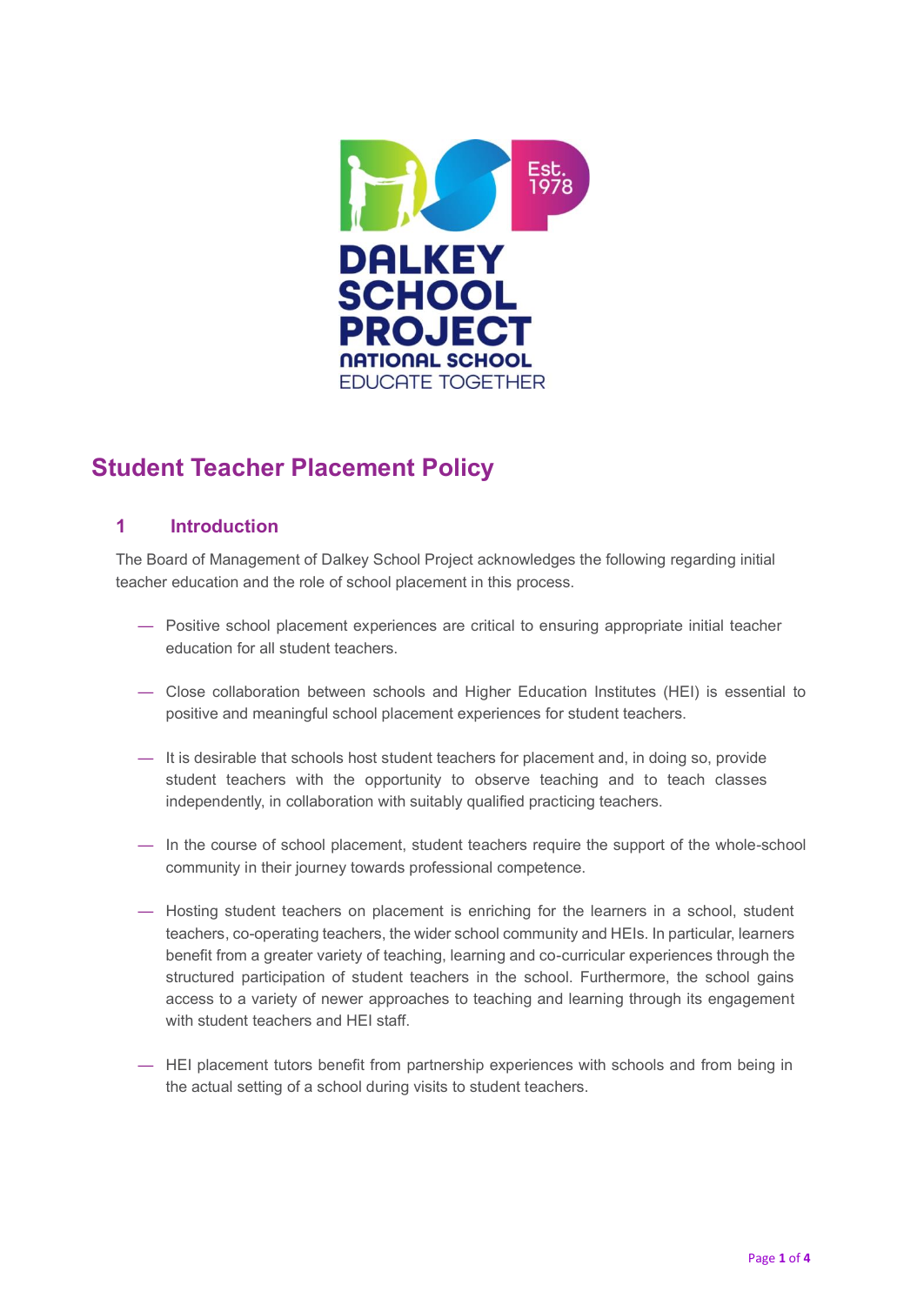# Student Teacher Placement Policy

## 1 Introduction

The Board of Management of Dalkey School Project acknowledges the following regarding initial teacher education and the role of school placement in this process.

- Positive school placement experiences are critical to ensuring appropriate initial teacher education for all student teachers.
- Close collaboration between schools and Higher Education Institutes (HEI) is essential to positive and meaningful school placement experiences for student teachers.
- It is desirable that schools host student teachers for placement and, in doing so, provide student teachers with the opportunity to observe teaching and to teach classes independently, in collaboration with suitably qualified practicing teachers.
- In the course of school placement, student teachers require the support of the whole-school community in their journey towards professional competence.
- Hosting student teachers on placement is enriching for the learners in a school, student teachers, co-operating teachers, the wider school community and HEIs. In particular, learners benefit from a greater variety of teaching, learning and co-curricular experiences through the structured participation of student teachers in the school. Furthermore, the school gains access to a variety of newer approaches to teaching and learning through its engagement with student teachers and HEI staff.
- HEI placement tutors benefit from partnership experiences with schools and from being in the actual setting of a school during visits to student teachers.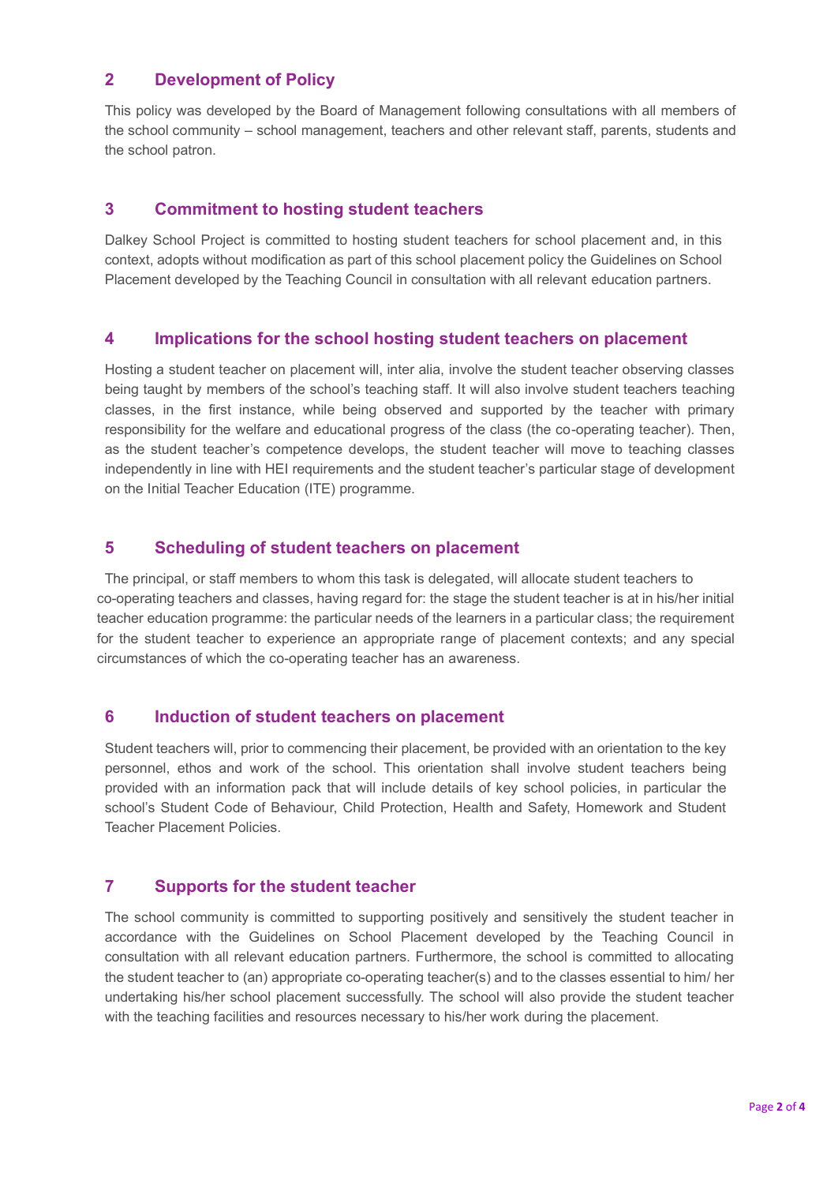## 2 Development of Policy

This policy was developed by the Board of Management following consultations with all members of the school community – school management, teachers and other relevant staff, parents, students and the school patron.

## 3 Commitment to hosting student teachers

Dalkey School Project is committed to hosting student teachers for school placement and, in this context, adopts without modification as part of this school placement policy the Guidelines on School Placement developed by the Teaching Council in consultation with all relevant education partners.

## 4 Implications for the school hosting student teachers on placement

Hosting a student teacher on placement will, inter alia, involve the student teacher observing classes being taught by members of the school's teaching staff. It will also involve student teachers teaching classes, in the first instance, while being observed and supported by the teacher with primary responsibility for the welfare and educational progress of the class (the co-operating teacher). Then, as the student teacher's competence develops, the student teacher will move to teaching classes independently in line with HEI requirements and the student teacher's particular stage of development on the Initial Teacher Education (ITE) programme.

## 5 Scheduling of student teachers on placement

The principal, or staff members to whom this task is delegated, will allocate student teachers to co-operating teachers and classes, having regard for: the stage the student teacher is at in his/her initial teacher education programme: the particular needs of the learners in a particular class; the requirement for the student teacher to experience an appropriate range of placement contexts; and any special circumstances of which the co-operating teacher has an awareness.

## 6 Induction of student teachers on placement

Student teachers will, prior to commencing their placement, be provided with an orientation to the key personnel, ethos and work of the school. This orientation shall involve student teachers being provided with an information pack that will include details of key school policies, in particular the school's Student Code of Behaviour, Child Protection, Health and Safety, Homework and Student Teacher Placement Policies.

## 7 Supports for the student teacher

The school community is committed to supporting positively and sensitively the student teacher in accordance with the Guidelines on School Placement developed by the Teaching Council in consultation with all relevant education partners. Furthermore, the school is committed to allocating the student teacher to (an) appropriate co-operating teacher(s) and to the classes essential to him/ her undertaking his/her school placement successfully. The school will also provide the student teacher with the teaching facilities and resources necessary to his/her work during the placement.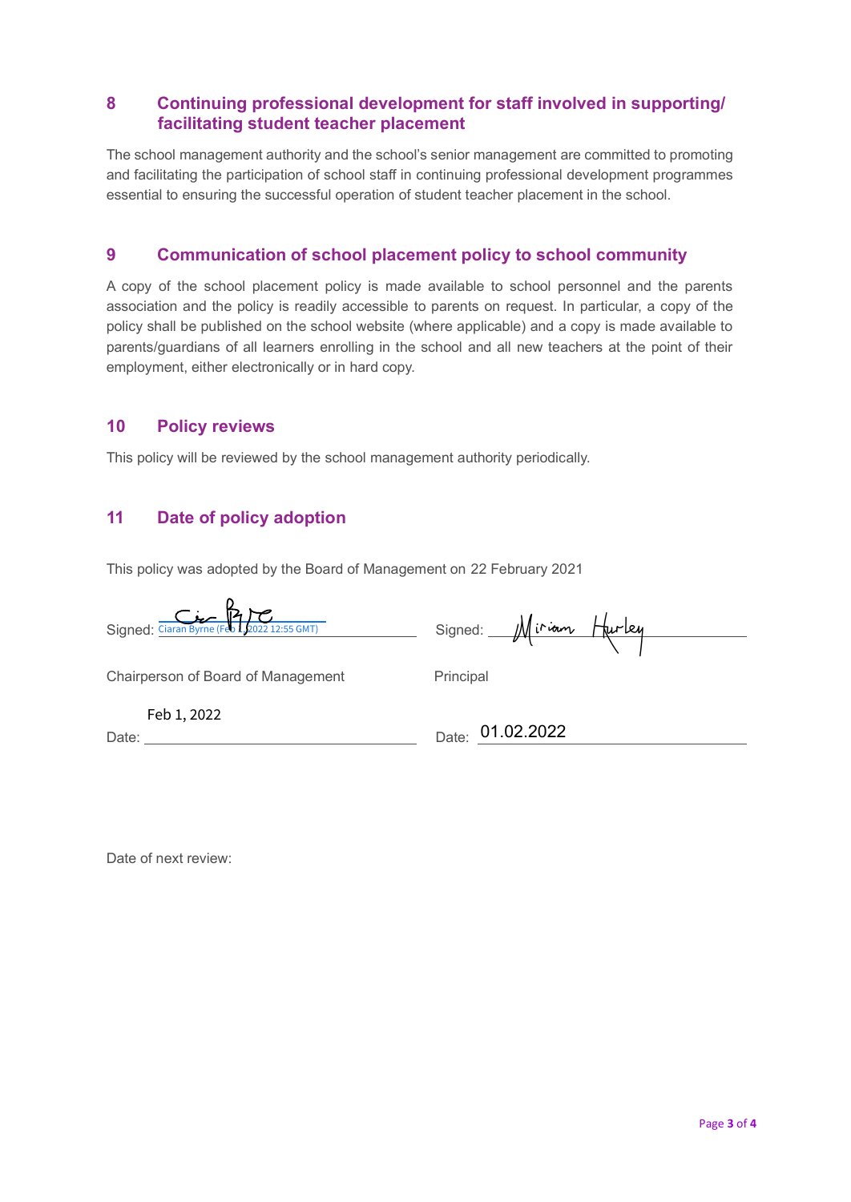## 8 Continuing professional development for staff involved in supporting/ facilitating student teacher placement

The school management authority and the school's senior management are committed to promoting and facilitating the participation of school staff in continuing professional development programmes essential to ensuring the successful operation of student teacher placement in the school.

## 9 Communication of school placement policy to school community

A copy of the school placement policy is made available to school personnel and the parents association and the policy is readily accessible to parents on request. In particular, a copy of the policy shall be published on the school website (where applicable) and a copy is made available to parents/guardians of all learners enrolling in the school and all new teachers at the point of their employment, either electronically or in hard copy.

## 10 Policy reviews

This policy will be reviewed by the school management authority periodically.

## 11 Date of policy adoption

This policy was adopted by the Board of Management on 22 February 2021

Signed: Ciaran Byrne (Feb 1, 2022 12:55 GMT)

Chairperson of Board of Management

Date: Feb 1, 2022

Signed: Miriam Hurley

Principal

Date: 01.02.2022

Date of next review: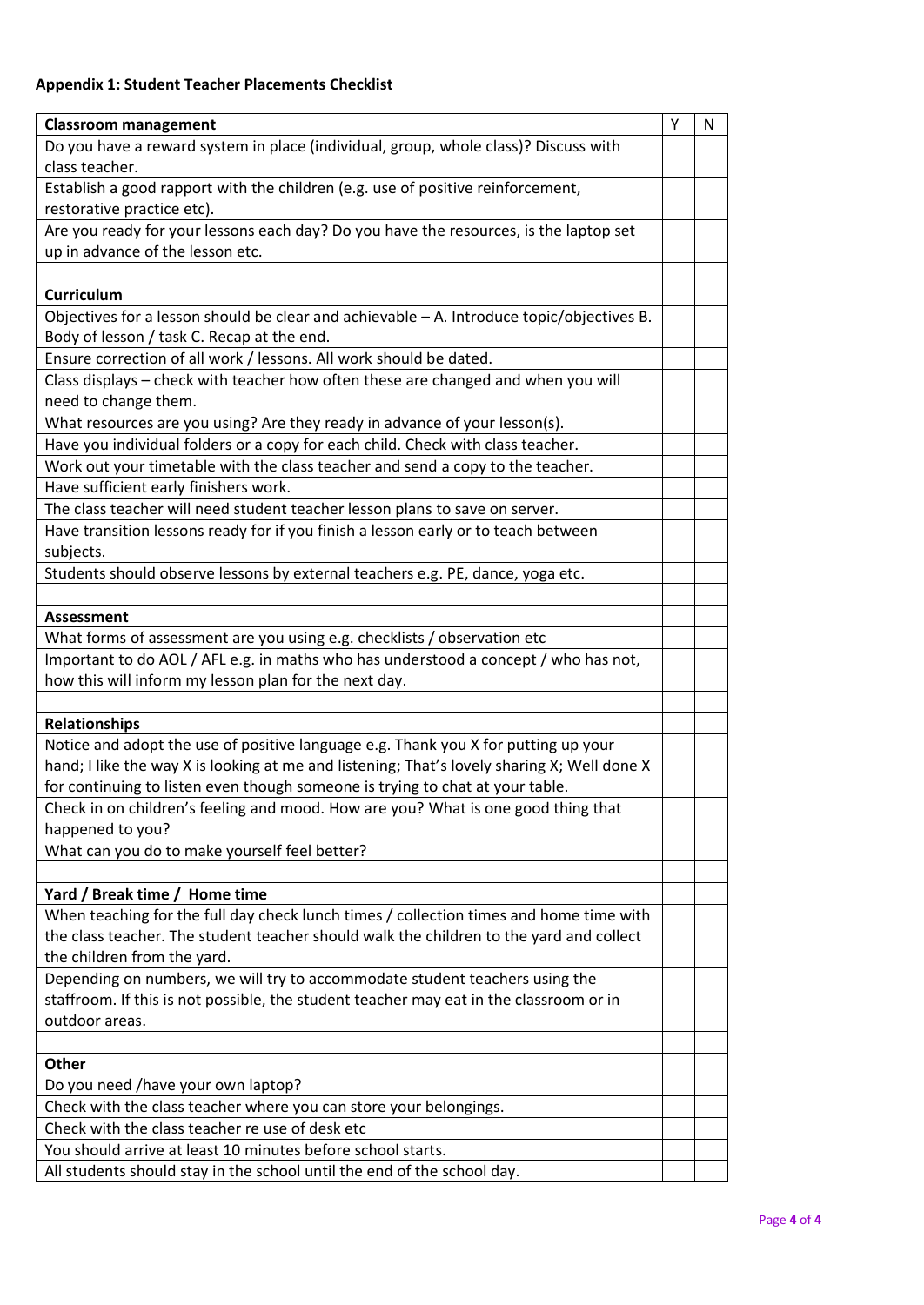**Appendix 1: Student Teacher Placements Checklist**

| Classroom management | Y | N |
|---|---|---|
| Do you have a reward system in place (individual, group, whole class)? Discuss with class teacher. | | |
| Establish a good rapport with the children (e.g. use of positive reinforcement, restorative practice etc). | | |
| Are you ready for your lessons each day? Do you have the resources, is the laptop set up in advance of the lesson etc. | | |
| | | |
| **Curriculum** | | |
| Objectives for a lesson should be clear and achievable – A. Introduce topic/objectives B. Body of lesson / task C. Recap at the end. | | |
| Ensure correction of all work / lessons. All work should be dated. | | |
| Class displays – check with teacher how often these are changed and when you will need to change them. | | |
| What resources are you using? Are they ready in advance of your lesson(s). | | |
| Have you individual folders or a copy for each child. Check with class teacher. | | |
| Work out your timetable with the class teacher and send a copy to the teacher. | | |
| Have sufficient early finishers work. | | |
| The class teacher will need student teacher lesson plans to save on server. | | |
| Have transition lessons ready for if you finish a lesson early or to teach between subjects. | | |
| Students should observe lessons by external teachers e.g. PE, dance, yoga etc. | | |
| | | |
| **Assessment** | | |
| What forms of assessment are you using e.g. checklists / observation etc | | |
| Important to do AOL / AFL e.g. in maths who has understood a concept / who has not, how this will inform my lesson plan for the next day. | | |
| | | |
| **Relationships** | | |
| Notice and adopt the use of positive language e.g. Thank you X for putting up your hand; I like the way X is looking at me and listening; That's lovely sharing X; Well done X for continuing to listen even though someone is trying to chat at your table. | | |
| Check in on children's feeling and mood. How are you? What is one good thing that happened to you? | | |
| What can you do to make yourself feel better? | | |
| | | |
| **Yard / Break time / Home time** | | |
| When teaching for the full day check lunch times / collection times and home time with the class teacher. The student teacher should walk the children to the yard and collect the children from the yard. | | |
| Depending on numbers, we will try to accommodate student teachers using the staffroom. If this is not possible, the student teacher may eat in the classroom or in outdoor areas. | | |
| | | |
| **Other** | | |
| Do you need /have your own laptop? | | |
| Check with the class teacher where you can store your belongings. | | |
| Check with the class teacher re use of desk etc | | |
| You should arrive at least 10 minutes before school starts. | | |
| All students should stay in the school until the end of the school day. | | |